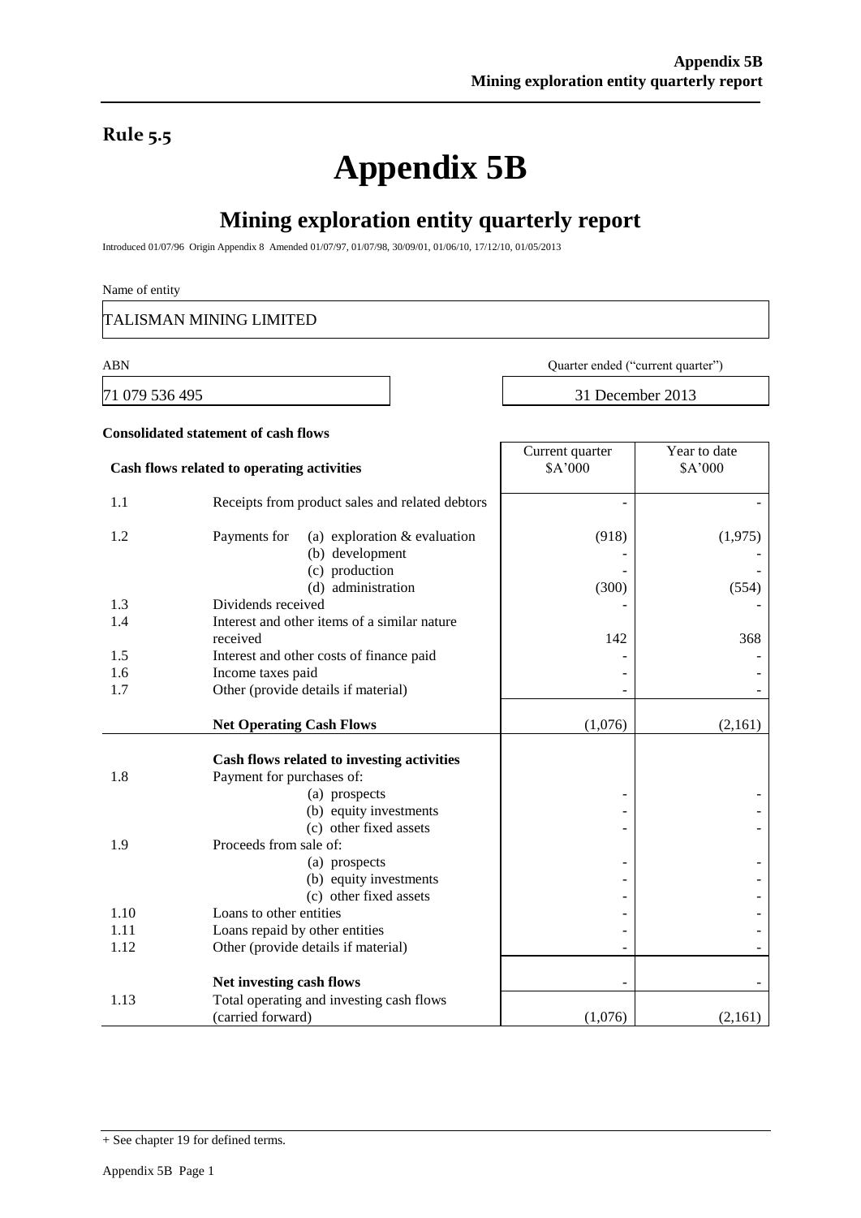**Rule 5.5**

# Appendix 5B

## Mining exploration entity quarterly report

Introduced 01/07/96 Origin Appendix 8 Amended 01/07/97, 01/07/98, 30/09/01, 01/06/10, 17/12/10, 01/05/2013

Name of entity

TALISMAN MINING LIMITED

| ABN | Quarter ended ("current quarter") |
|---|---|
| 71 079 536 495 | 31 December 2013 |

**Consolidated statement of cash flows**

| | **Cash flows related to operating activities** | Current quarter $A'000 | Year to date $A'000 |
|---|---|---|---|
| 1.1 | Receipts from product sales and related debtors | - | - |
| 1.2 | Payments for (a) exploration & evaluation | (918) | (1,975) |
| | (b) development | - | - |
| | (c) production | - | - |
| | (d) administration | (300) | (554) |
| 1.3 | Dividends received | - | - |
| 1.4 | Interest and other items of a similar nature received | 142 | 368 |
| 1.5 | Interest and other costs of finance paid | - | - |
| 1.6 | Income taxes paid | - | - |
| 1.7 | Other (provide details if material) | - | - |
| | **Net Operating Cash Flows** | (1,076) | (2,161) |
| | **Cash flows related to investing activities** | | |
| 1.8 | Payment for purchases of: | | |
| | (a) prospects | - | - |
| | (b) equity investments | - | - |
| | (c) other fixed assets | - | - |
| 1.9 | Proceeds from sale of: | | |
| | (a) prospects | - | - |
| | (b) equity investments | - | - |
| | (c) other fixed assets | - | - |
| 1.10 | Loans to other entities | - | - |
| 1.11 | Loans repaid by other entities | - | - |
| 1.12 | Other (provide details if material) | - | - |
| | **Net investing cash flows** | - | - |
| 1.13 | Total operating and investing cash flows (carried forward) | (1,076) | (2,161) |

+ See chapter 19 for defined terms.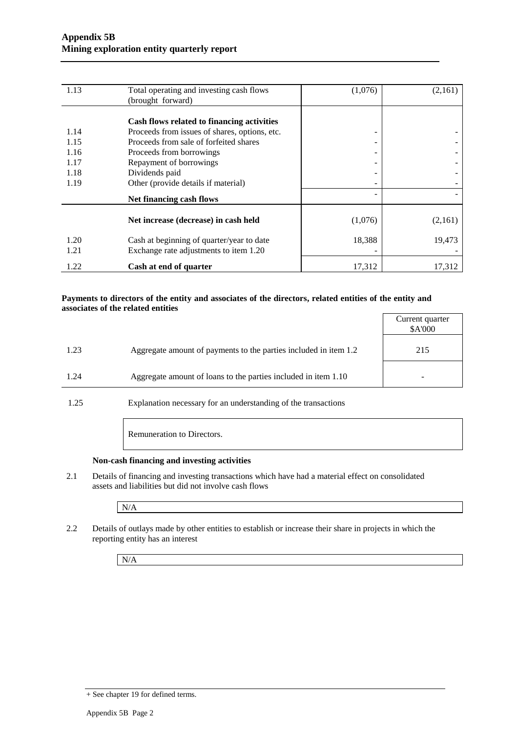| | | | |
|---|---|---|---|
| 1.13 | Total operating and investing cash flows (brought forward) | (1,076) | (2,161) |
| | **Cash flows related to financing activities** | | |
| 1.14 | Proceeds from issues of shares, options, etc. | - | - |
| 1.15 | Proceeds from sale of forfeited shares | - | - |
| 1.16 | Proceeds from borrowings | - | - |
| 1.17 | Repayment of borrowings | - | - |
| 1.18 | Dividends paid | - | - |
| 1.19 | Other (provide details if material) | - | - |
| | **Net financing cash flows** | - | - |
| | **Net increase (decrease) in cash held** | (1,076) | (2,161) |
| 1.20 | Cash at beginning of quarter/year to date | 18,388 | 19,473 |
| 1.21 | Exchange rate adjustments to item 1.20 | - | - |
| 1.22 | **Cash at end of quarter** | 17,312 | 17,312 |

**Payments to directors of the entity and associates of the directors, related entities of the entity and associates of the related entities**

| | | Current quarter $A'000 |
|---|---|---|
| 1.23 | Aggregate amount of payments to the parties included in item 1.2 | 215 |
| 1.24 | Aggregate amount of loans to the parties included in item 1.10 | - |

1.25 Explanation necessary for an understanding of the transactions

Remuneration to Directors.

**Non-cash financing and investing activities**

2.1 Details of financing and investing transactions which have had a material effect on consolidated assets and liabilities but did not involve cash flows

N/A

2.2 Details of outlays made by other entities to establish or increase their share in projects in which the reporting entity has an interest

N/A

+ See chapter 19 for defined terms.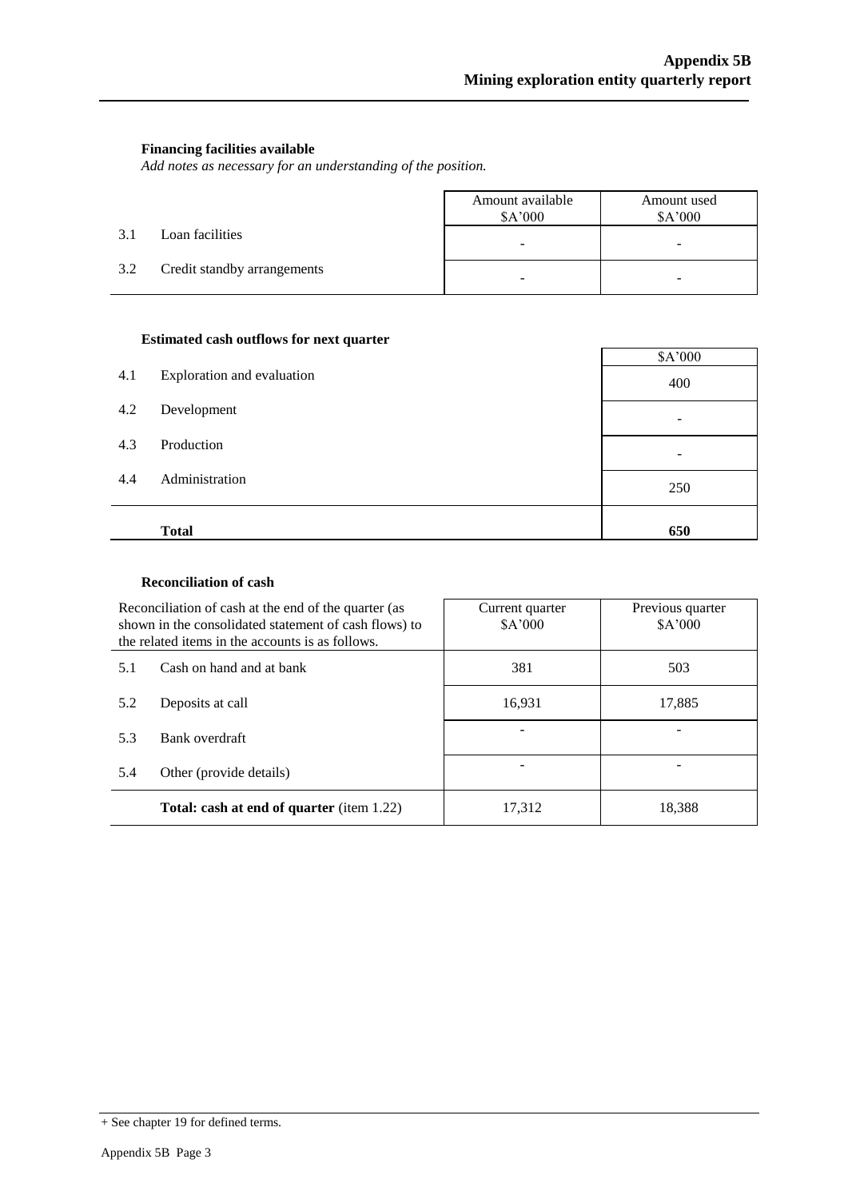### Financing facilities available

*Add notes as necessary for an understanding of the position.*

| | | Amount available $A'000 | Amount used $A'000 |
|---|---|---|---|
| 3.1 | Loan facilities | - | - |
| 3.2 | Credit standby arrangements | - | - |

### Estimated cash outflows for next quarter

| | | $A'000 |
|---|---|---|
| 4.1 | Exploration and evaluation | 400 |
| 4.2 | Development | - |
| 4.3 | Production | - |
| 4.4 | Administration | 250 |
| | **Total** | **650** |

### Reconciliation of cash

| Reconciliation of cash at the end of the quarter (as shown in the consolidated statement of cash flows) to the related items in the accounts is as follows. | | Current quarter $A'000 | Previous quarter $A'000 |
|---|---|---|---|
| 5.1 | Cash on hand and at bank | 381 | 503 |
| 5.2 | Deposits at call | 16,931 | 17,885 |
| 5.3 | Bank overdraft | - | - |
| 5.4 | Other (provide details) | - | - |
| | **Total: cash at end of quarter** (item 1.22) | 17,312 | 18,388 |

+ See chapter 19 for defined terms.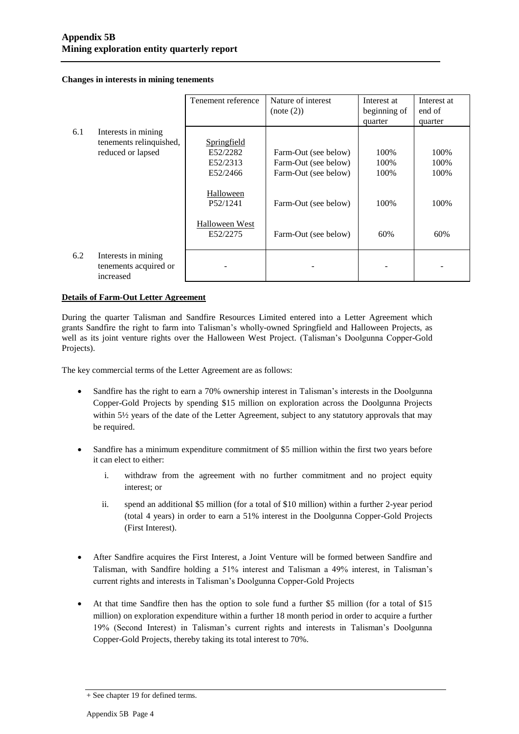**Changes in interests in mining tenements**

| | | Tenement reference | Nature of interest (note (2)) | Interest at beginning of quarter | Interest at end of quarter |
|---|---|---|---|---|---|
| 6.1 | Interests in mining tenements relinquished, reduced or lapsed | Springfield | | | |
| | | E52/2282 | Farm-Out (see below) | 100% | 100% |
| | | E52/2313 | Farm-Out (see below) | 100% | 100% |
| | | E52/2466 | Farm-Out (see below) | 100% | 100% |
| | | Halloween | | | |
| | | P52/1241 | Farm-Out (see below) | 100% | 100% |
| | | Halloween West | | | |
| | | E52/2275 | Farm-Out (see below) | 60% | 60% |
| 6.2 | Interests in mining tenements acquired or increased | - | - | - | - |

**Details of Farm-Out Letter Agreement**

During the quarter Talisman and Sandfire Resources Limited entered into a Letter Agreement which grants Sandfire the right to farm into Talisman's wholly-owned Springfield and Halloween Projects, as well as its joint venture rights over the Halloween West Project. (Talisman's Doolgunna Copper-Gold Projects).

The key commercial terms of the Letter Agreement are as follows:

- Sandfire has the right to earn a 70% ownership interest in Talisman's interests in the Doolgunna Copper-Gold Projects by spending \$15 million on exploration across the Doolgunna Projects within 5½ years of the date of the Letter Agreement, subject to any statutory approvals that may be required.

- Sandfire has a minimum expenditure commitment of \$5 million within the first two years before it can elect to either:

  i. withdraw from the agreement with no further commitment and no project equity interest; or

  ii. spend an additional \$5 million (for a total of \$10 million) within a further 2-year period (total 4 years) in order to earn a 51% interest in the Doolgunna Copper-Gold Projects (First Interest).

- After Sandfire acquires the First Interest, a Joint Venture will be formed between Sandfire and Talisman, with Sandfire holding a 51% interest and Talisman a 49% interest, in Talisman's current rights and interests in Talisman's Doolgunna Copper-Gold Projects

- At that time Sandfire then has the option to sole fund a further \$5 million (for a total of \$15 million) on exploration expenditure within a further 18 month period in order to acquire a further 19% (Second Interest) in Talisman's current rights and interests in Talisman's Doolgunna Copper-Gold Projects, thereby taking its total interest to 70%.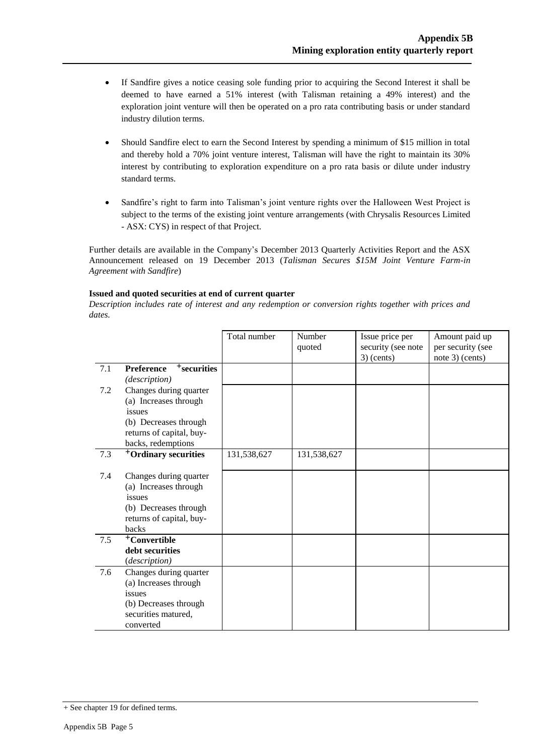- If Sandfire gives a notice ceasing sole funding prior to acquiring the Second Interest it shall be deemed to have earned a 51% interest (with Talisman retaining a 49% interest) and the exploration joint venture will then be operated on a pro rata contributing basis or under standard industry dilution terms.

- Should Sandfire elect to earn the Second Interest by spending a minimum of $15 million in total and thereby hold a 70% joint venture interest, Talisman will have the right to maintain its 30% interest by contributing to exploration expenditure on a pro rata basis or dilute under industry standard terms.

- Sandfire's right to farm into Talisman's joint venture rights over the Halloween West Project is subject to the terms of the existing joint venture arrangements (with Chrysalis Resources Limited - ASX: CYS) in respect of that Project.

Further details are available in the Company's December 2013 Quarterly Activities Report and the ASX Announcement released on 19 December 2013 (*Talisman Secures $15M Joint Venture Farm-in Agreement with Sandfire*)

**Issued and quoted securities at end of current quarter**

*Description includes rate of interest and any redemption or conversion rights together with prices and dates.*

| | | Total number | Number quoted | Issue price per security (see note 3) (cents) | Amount paid up per security (see note 3) (cents) |
|---|---|---|---|---|---|
| 7.1 | **Preference +securities** *(description)* | | | | |
| 7.2 | Changes during quarter (a) Increases through issues (b) Decreases through returns of capital, buy-backs, redemptions | | | | |
| 7.3 | **+Ordinary securities** | 131,538,627 | 131,538,627 | | |
| 7.4 | Changes during quarter (a) Increases through issues (b) Decreases through returns of capital, buy-backs | | | | |
| 7.5 | **+Convertible debt securities** *(description)* | | | | |
| 7.6 | Changes during quarter (a) Increases through issues (b) Decreases through securities matured, converted | | | | |

+ See chapter 19 for defined terms.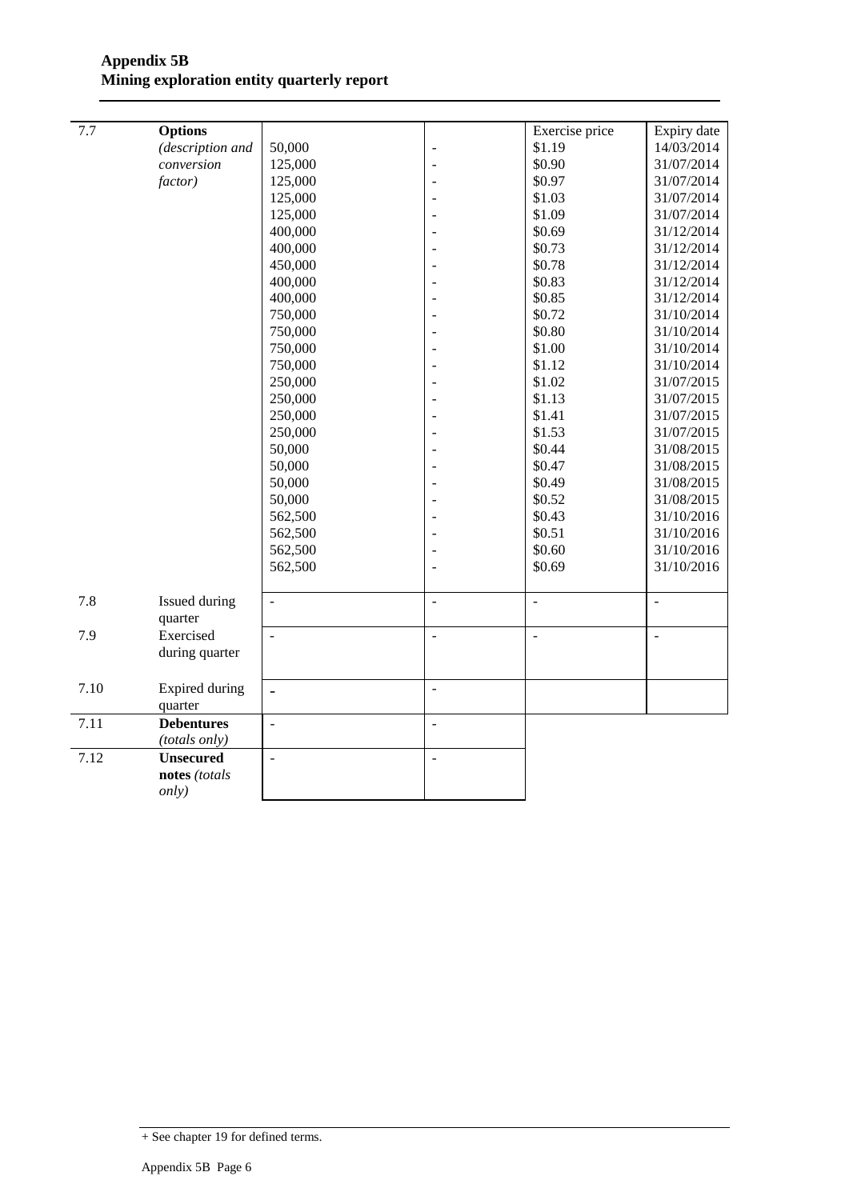| | | | | | |
|---|---|---|---|---|---|
| 7.7 | **Options** *(description and conversion factor)* | | | Exercise price | Expiry date |
| | | 50,000 | - | \$1.19 | 14/03/2014 |
| | | 125,000 | - | \$0.90 | 31/07/2014 |
| | | 125,000 | - | \$0.97 | 31/07/2014 |
| | | 125,000 | - | \$1.03 | 31/07/2014 |
| | | 125,000 | - | \$1.09 | 31/07/2014 |
| | | 400,000 | - | \$0.69 | 31/12/2014 |
| | | 400,000 | - | \$0.73 | 31/12/2014 |
| | | 450,000 | - | \$0.78 | 31/12/2014 |
| | | 400,000 | - | \$0.83 | 31/12/2014 |
| | | 400,000 | - | \$0.85 | 31/12/2014 |
| | | 750,000 | - | \$0.72 | 31/10/2014 |
| | | 750,000 | - | \$0.80 | 31/10/2014 |
| | | 750,000 | - | \$1.00 | 31/10/2014 |
| | | 750,000 | - | \$1.12 | 31/10/2014 |
| | | 250,000 | - | \$1.02 | 31/07/2015 |
| | | 250,000 | - | \$1.13 | 31/07/2015 |
| | | 250,000 | - | \$1.41 | 31/07/2015 |
| | | 250,000 | - | \$1.53 | 31/07/2015 |
| | | 50,000 | - | \$0.44 | 31/08/2015 |
| | | 50,000 | - | \$0.47 | 31/08/2015 |
| | | 50,000 | - | \$0.49 | 31/08/2015 |
| | | 50,000 | - | \$0.52 | 31/08/2015 |
| | | 562,500 | - | \$0.43 | 31/10/2016 |
| | | 562,500 | - | \$0.51 | 31/10/2016 |
| | | 562,500 | - | \$0.60 | 31/10/2016 |
| | | 562,500 | - | \$0.69 | 31/10/2016 |
| 7.8 | Issued during quarter | - | - | - | - |
| 7.9 | Exercised during quarter | - | - | - | - |
| 7.10 | Expired during quarter | - | - | | |
| 7.11 | **Debentures** *(totals only)* | - | - | | |
| 7.12 | **Unsecured notes** *(totals only)* | - | - | | |

+ See chapter 19 for defined terms.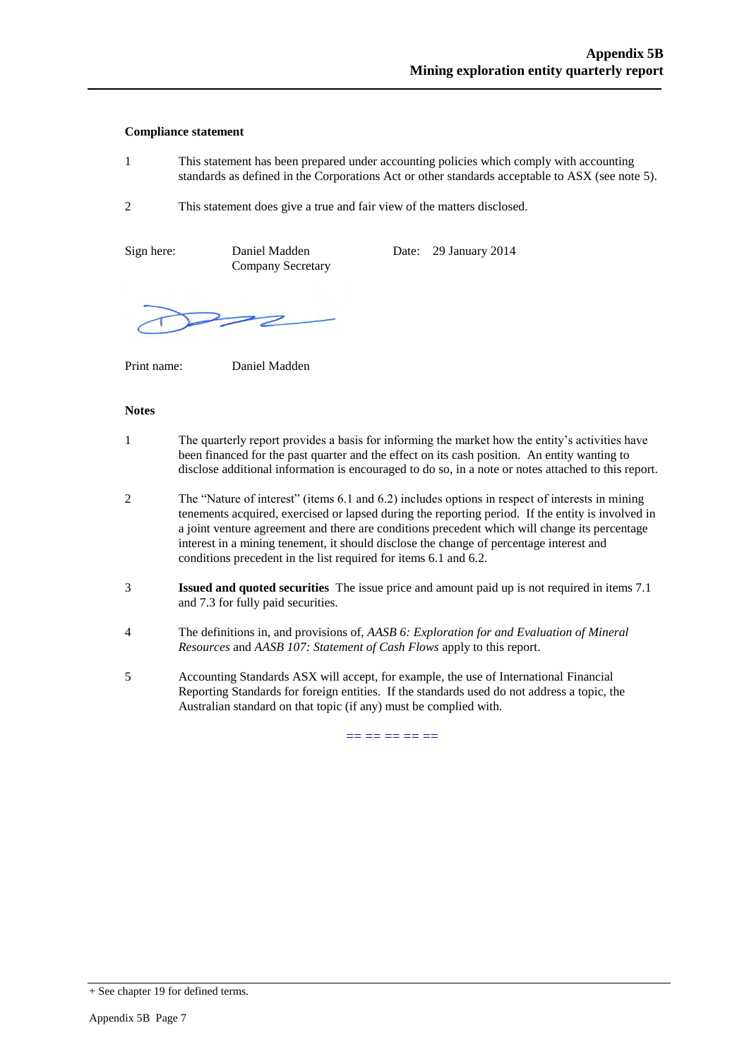**Compliance statement**

1 This statement has been prepared under accounting policies which comply with accounting standards as defined in the Corporations Act or other standards acceptable to ASX (see note 5).

2 This statement does give a true and fair view of the matters disclosed.

Sign here: Daniel Madden  
Company Secretary  
Date: 29 January 2014

Print name: Daniel Madden

**Notes**

1 The quarterly report provides a basis for informing the market how the entity's activities have been financed for the past quarter and the effect on its cash position. An entity wanting to disclose additional information is encouraged to do so, in a note or notes attached to this report.

2 The "Nature of interest" (items 6.1 and 6.2) includes options in respect of interests in mining tenements acquired, exercised or lapsed during the reporting period. If the entity is involved in a joint venture agreement and there are conditions precedent which will change its percentage interest in a mining tenement, it should disclose the change of percentage interest and conditions precedent in the list required for items 6.1 and 6.2.

3 **Issued and quoted securities** The issue price and amount paid up is not required in items 7.1 and 7.3 for fully paid securities.

4 The definitions in, and provisions of, *AASB 6: Exploration for and Evaluation of Mineral Resources* and *AASB 107: Statement of Cash Flows* apply to this report.

5 Accounting Standards ASX will accept, for example, the use of International Financial Reporting Standards for foreign entities. If the standards used do not address a topic, the Australian standard on that topic (if any) must be complied with.

== == == == ==

+ See chapter 19 for defined terms.